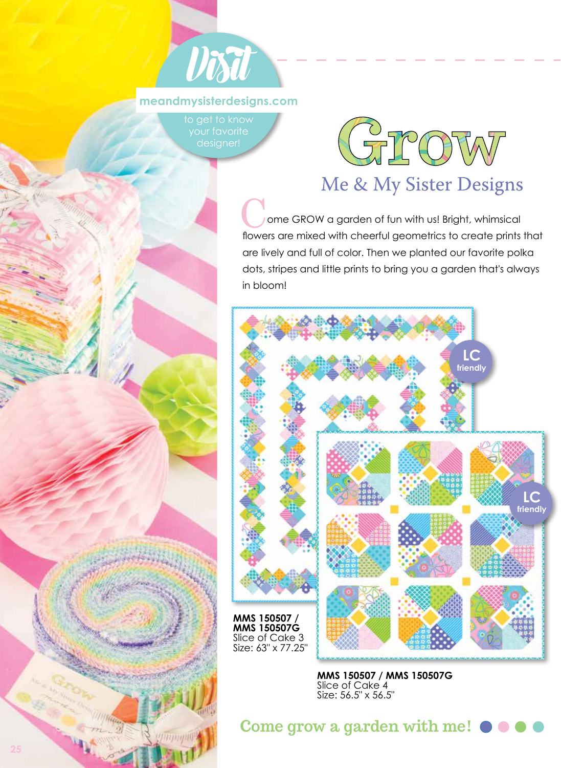**Visit**

meandmysisterdesigns.com

to get to know your favorite designer!

# Grow

## Me & My Sister Designs

Come GROW a garden of fun with us! Bright, whimsical flowers are mixed with cheerful geometrics to create prints that are lively and full of color. Then we planted our favorite polka dots, stripes and little prints to bring you a garden that's always in bloom!

LC friendly

**MMS 150507 / MMS 150507G**
Slice of Cake 3
Size: 63" x 77.25"

LC friendly

**MMS 150507 / MMS 150507G**
Slice of Cake 4
Size: 56.5" x 56.5"

Come grow a garden with me!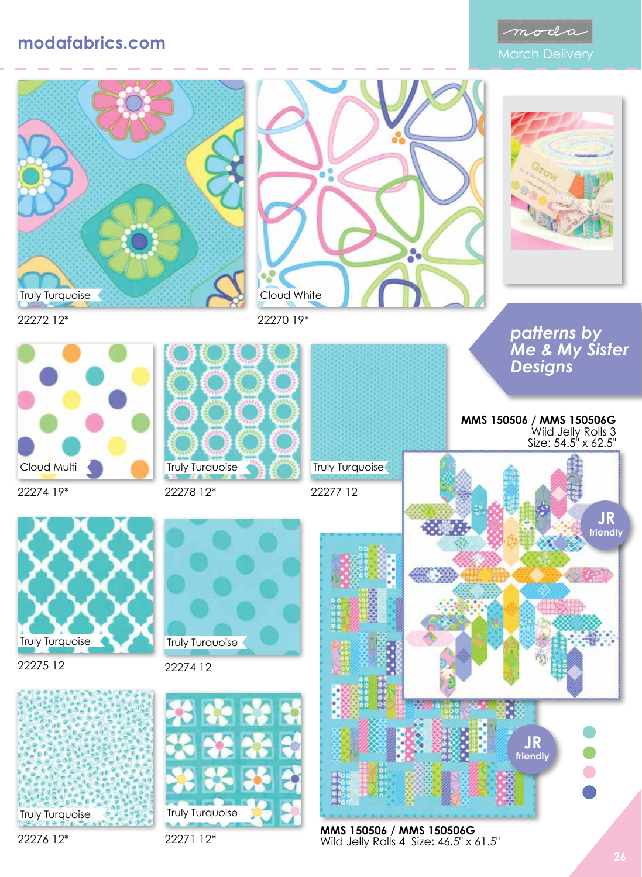modafabrics.com

March Delivery

Truly Turquoise
22272 12*

Cloud White
22270 19*

**patterns by Me & My Sister Designs**

Cloud Multi
22274 19*

Truly Turquoise
22278 12*

Truly Turquoise
22277 12

**MMS 150506 / MMS 150506G**
Wild Jelly Rolls 3
Size: 54.5" x 62.5"

JR friendly

Truly Turquoise
22275 12

Truly Turquoise
22274 12

Truly Turquoise
22276 12*

Truly Turquoise
22271 12*

JR friendly

**MMS 150506 / MMS 150506G**
Wild Jelly Rolls 4 Size: 46.5" x 61.5"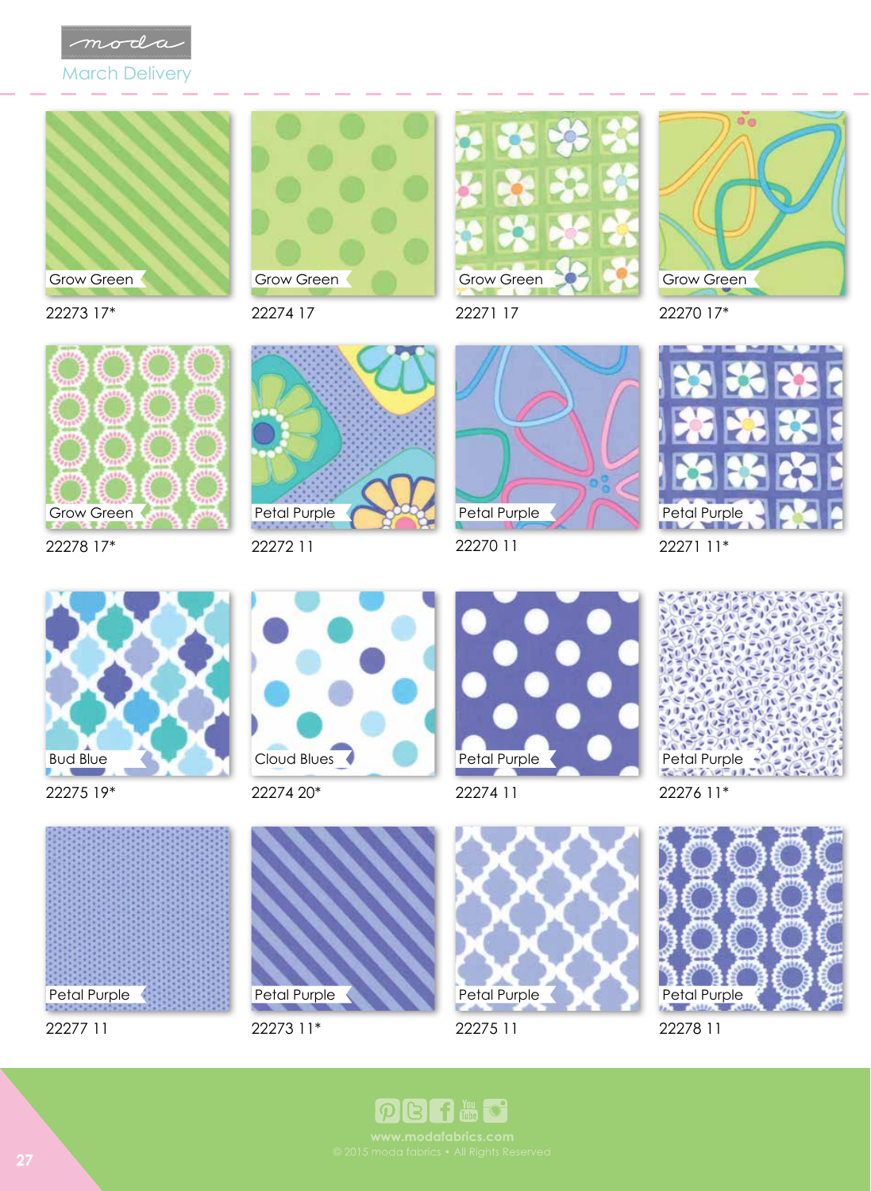moda

March Delivery

Grow Green
22273 17*

Grow Green
22274 17

Grow Green
22271 17

Grow Green
22270 17*

Grow Green
22278 17*

Petal Purple
22272 11

Petal Purple
22270 11

Petal Purple
22271 11*

Bud Blue
22275 19*

Cloud Blues
22274 20*

Petal Purple
22274 11

Petal Purple
22276 11*

Petal Purple
22277 11

Petal Purple
22273 11*

Petal Purple
22275 11

Petal Purple
22278 11

www.modafabrics.com
© 2015 moda fabrics • All Rights Reserved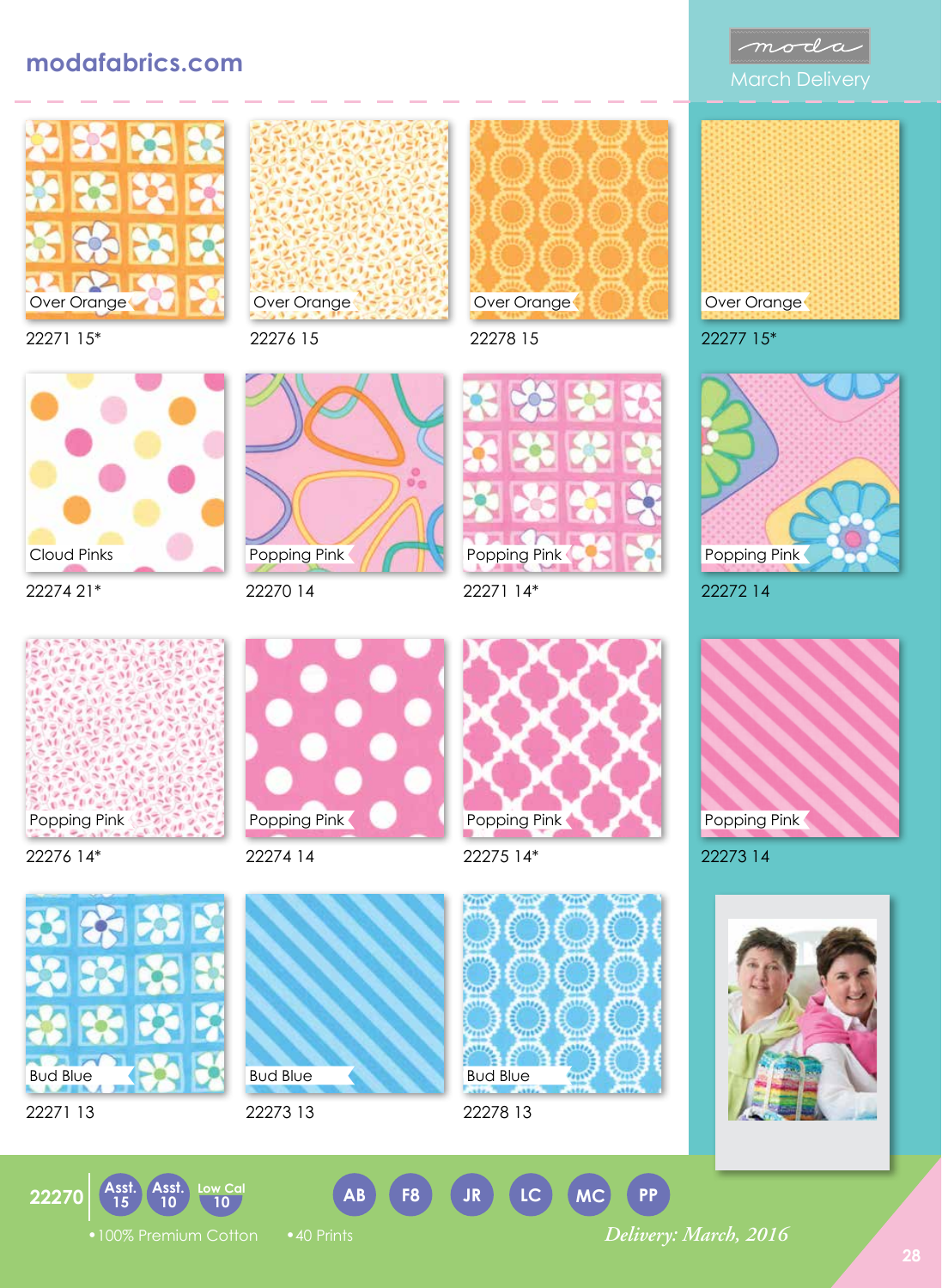modafabrics.com

moda

March Delivery

Over Orange
22271 15*

Over Orange
22276 15

Over Orange
22278 15

Over Orange
22277 15*

Cloud Pinks
22274 21*

Popping Pink
22270 14

Popping Pink
22271 14*

Popping Pink
22272 14

Popping Pink
22276 14*

Popping Pink
22274 14

Popping Pink
22275 14*

Popping Pink
22273 14

Bud Blue
22271 13

Bud Blue
22273 13

Bud Blue
22278 13

22270 | Asst. 15 | Asst. 10 | Low Cal 10 | AB | F8 | JR | LC | MC | PP

• 100% Premium Cotton • 40 Prints

*Delivery: March, 2016*